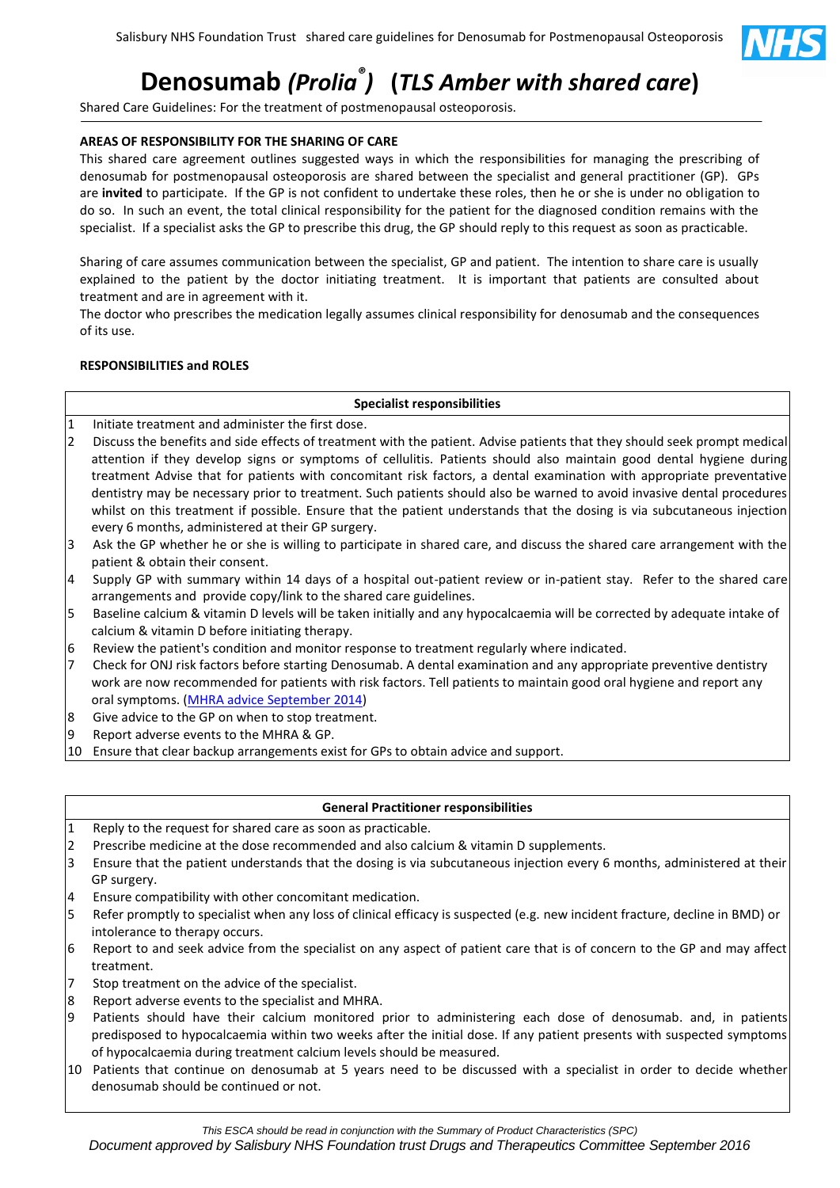# Denosumab *(Prolia®)* (*TLS Amber with shared care*)

Shared Care Guidelines: For the treatment of postmenopausal osteoporosis.

**AREAS OF RESPONSIBILITY FOR THE SHARING OF CARE**

This shared care agreement outlines suggested ways in which the responsibilities for managing the prescribing of denosumab for postmenopausal osteoporosis are shared between the specialist and general practitioner (GP). GPs are **invited** to participate. If the GP is not confident to undertake these roles, then he or she is under no obligation to do so. In such an event, the total clinical responsibility for the patient for the diagnosed condition remains with the specialist. If a specialist asks the GP to prescribe this drug, the GP should reply to this request as soon as practicable.

Sharing of care assumes communication between the specialist, GP and patient. The intention to share care is usually explained to the patient by the doctor initiating treatment. It is important that patients are consulted about treatment and are in agreement with it.
The doctor who prescribes the medication legally assumes clinical responsibility for denosumab and the consequences of its use.

**RESPONSIBILITIES and ROLES**

| | **Specialist responsibilities** |
|---|---|
| 1 | Initiate treatment and administer the first dose. |
| 2 | Discuss the benefits and side effects of treatment with the patient. Advise patients that they should seek prompt medical attention if they develop signs or symptoms of cellulitis. Patients should also maintain good dental hygiene during treatment Advise that for patients with concomitant risk factors, a dental examination with appropriate preventative dentistry may be necessary prior to treatment. Such patients should also be warned to avoid invasive dental procedures whilst on this treatment if possible. Ensure that the patient understands that the dosing is via subcutaneous injection every 6 months, administered at their GP surgery. |
| 3 | Ask the GP whether he or she is willing to participate in shared care, and discuss the shared care arrangement with the patient & obtain their consent. |
| 4 | Supply GP with summary within 14 days of a hospital out-patient review or in-patient stay. Refer to the shared care arrangements and provide copy/link to the shared care guidelines. |
| 5 | Baseline calcium & vitamin D levels will be taken initially and any hypocalcaemia will be corrected by adequate intake of calcium & vitamin D before initiating therapy. |
| 6 | Review the patient's condition and monitor response to treatment regularly where indicated. |
| 7 | Check for ONJ risk factors before starting Denosumab. A dental examination and any appropriate preventive dentistry work are now recommended for patients with risk factors. Tell patients to maintain good oral hygiene and report any oral symptoms. (MHRA advice September 2014) |
| 8 | Give advice to the GP on when to stop treatment. |
| 9 | Report adverse events to the MHRA & GP. |
| 10 | Ensure that clear backup arrangements exist for GPs to obtain advice and support. |

| | **General Practitioner responsibilities** |
|---|---|
| 1 | Reply to the request for shared care as soon as practicable. |
| 2 | Prescribe medicine at the dose recommended and also calcium & vitamin D supplements. |
| 3 | Ensure that the patient understands that the dosing is via subcutaneous injection every 6 months, administered at their GP surgery. |
| 4 | Ensure compatibility with other concomitant medication. |
| 5 | Refer promptly to specialist when any loss of clinical efficacy is suspected (e.g. new incident fracture, decline in BMD) or intolerance to therapy occurs. |
| 6 | Report to and seek advice from the specialist on any aspect of patient care that is of concern to the GP and may affect treatment. |
| 7 | Stop treatment on the advice of the specialist. |
| 8 | Report adverse events to the specialist and MHRA. |
| 9 | Patients should have their calcium monitored prior to administering each dose of denosumab. and, in patients predisposed to hypocalcaemia within two weeks after the initial dose. If any patient presents with suspected symptoms of hypocalcaemia during treatment calcium levels should be measured. |
| 10 | Patients that continue on denosumab at 5 years need to be discussed with a specialist in order to decide whether denosumab should be continued or not. |

*This ESCA should be read in conjunction with the Summary of Product Characteristics (SPC)*

*Document approved by Salisbury NHS Foundation trust Drugs and Therapeutics Committee September 2016*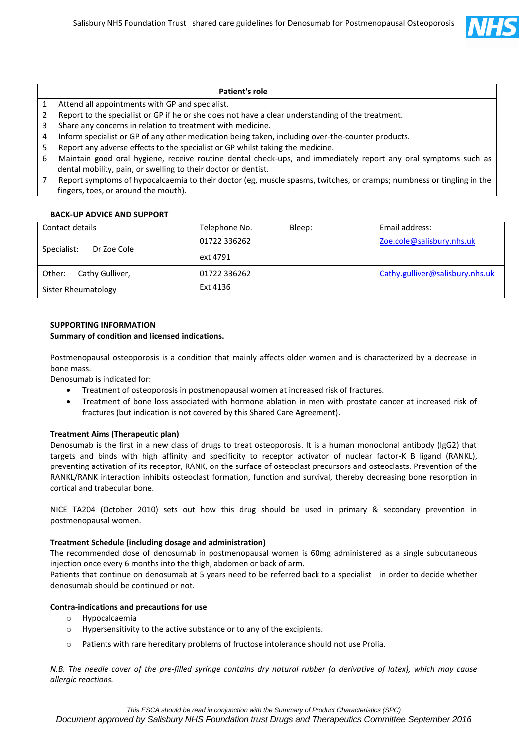| Patient's role |
| --- |
| 1 Attend all appointments with GP and specialist. |
| 2 Report to the specialist or GP if he or she does not have a clear understanding of the treatment. |
| 3 Share any concerns in relation to treatment with medicine. |
| 4 Inform specialist or GP of any other medication being taken, including over-the-counter products. |
| 5 Report any adverse effects to the specialist or GP whilst taking the medicine. |
| 6 Maintain good oral hygiene, receive routine dental check-ups, and immediately report any oral symptoms such as dental mobility, pain, or swelling to their doctor or dentist. |
| 7 Report symptoms of hypocalcaemia to their doctor (eg, muscle spasms, twitches, or cramps; numbness or tingling in the fingers, toes, or around the mouth). |

**BACK-UP ADVICE AND SUPPORT**

| Contact details | Telephone No. | Bleep: | Email address: |
| --- | --- | --- | --- |
| Specialist: Dr Zoe Cole | 01722 336262 ext 4791 | | Zoe.cole@salisbury.nhs.uk |
| Other: Cathy Gulliver, Sister Rheumatology | 01722 336262 Ext 4136 | | Cathy.gulliver@salisbury.nhs.uk |

**SUPPORTING INFORMATION**

**Summary of condition and licensed indications.**

Postmenopausal osteoporosis is a condition that mainly affects older women and is characterized by a decrease in bone mass.

Denosumab is indicated for:

- Treatment of osteoporosis in postmenopausal women at increased risk of fractures.
- Treatment of bone loss associated with hormone ablation in men with prostate cancer at increased risk of fractures (but indication is not covered by this Shared Care Agreement).

**Treatment Aims (Therapeutic plan)**

Denosumab is the first in a new class of drugs to treat osteoporosis. It is a human monoclonal antibody (IgG2) that targets and binds with high affinity and specificity to receptor activator of nuclear factor-K B ligand (RANKL), preventing activation of its receptor, RANK, on the surface of osteoclast precursors and osteoclasts. Prevention of the RANKL/RANK interaction inhibits osteoclast formation, function and survival, thereby decreasing bone resorption in cortical and trabecular bone.

NICE TA204 (October 2010) sets out how this drug should be used in primary & secondary prevention in postmenopausal women.

**Treatment Schedule (including dosage and administration)**

The recommended dose of denosumab in postmenopausal women is 60mg administered as a single subcutaneous injection once every 6 months into the thigh, abdomen or back of arm.

Patients that continue on denosumab at 5 years need to be referred back to a specialist in order to decide whether denosumab should be continued or not.

**Contra-indications and precautions for use**

- Hypocalcaemia
- Hypersensitivity to the active substance or to any of the excipients.
- Patients with rare hereditary problems of fructose intolerance should not use Prolia.

*N.B. The needle cover of the pre-filled syringe contains dry natural rubber (a derivative of latex), which may cause allergic reactions.*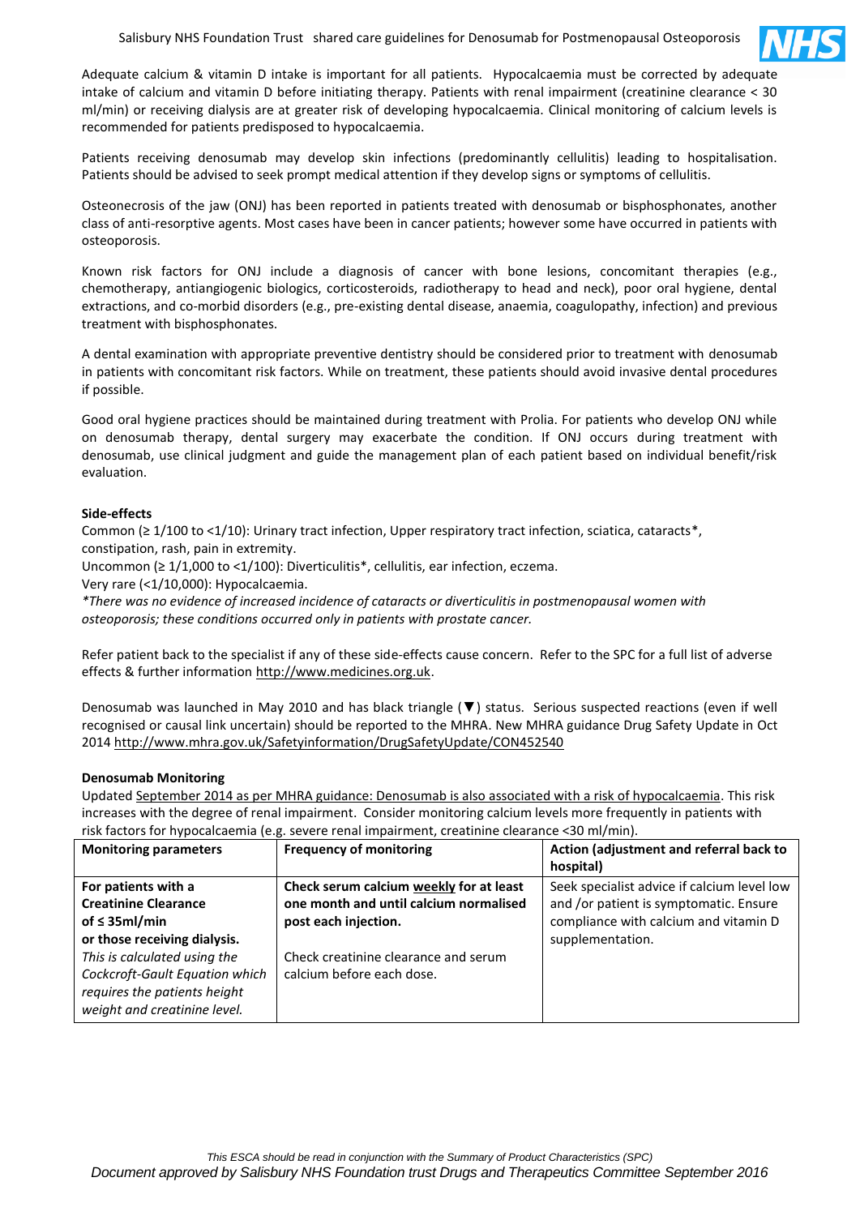Adequate calcium & vitamin D intake is important for all patients. Hypocalcaemia must be corrected by adequate intake of calcium and vitamin D before initiating therapy. Patients with renal impairment (creatinine clearance < 30 ml/min) or receiving dialysis are at greater risk of developing hypocalcaemia. Clinical monitoring of calcium levels is recommended for patients predisposed to hypocalcaemia.

Patients receiving denosumab may develop skin infections (predominantly cellulitis) leading to hospitalisation. Patients should be advised to seek prompt medical attention if they develop signs or symptoms of cellulitis.

Osteonecrosis of the jaw (ONJ) has been reported in patients treated with denosumab or bisphosphonates, another class of anti-resorptive agents. Most cases have been in cancer patients; however some have occurred in patients with osteoporosis.

Known risk factors for ONJ include a diagnosis of cancer with bone lesions, concomitant therapies (e.g., chemotherapy, antiangiogenic biologics, corticosteroids, radiotherapy to head and neck), poor oral hygiene, dental extractions, and co-morbid disorders (e.g., pre-existing dental disease, anaemia, coagulopathy, infection) and previous treatment with bisphosphonates.

A dental examination with appropriate preventive dentistry should be considered prior to treatment with denosumab in patients with concomitant risk factors. While on treatment, these patients should avoid invasive dental procedures if possible.

Good oral hygiene practices should be maintained during treatment with Prolia. For patients who develop ONJ while on denosumab therapy, dental surgery may exacerbate the condition. If ONJ occurs during treatment with denosumab, use clinical judgment and guide the management plan of each patient based on individual benefit/risk evaluation.

**Side-effects**

Common (≥ 1/100 to <1/10): Urinary tract infection, Upper respiratory tract infection, sciatica, cataracts*, constipation, rash, pain in extremity.

Uncommon (≥ 1/1,000 to <1/100): Diverticulitis*, cellulitis, ear infection, eczema.

Very rare (<1/10,000): Hypocalcaemia.

*\*There was no evidence of increased incidence of cataracts or diverticulitis in postmenopausal women with osteoporosis; these conditions occurred only in patients with prostate cancer.*

Refer patient back to the specialist if any of these side-effects cause concern. Refer to the SPC for a full list of adverse effects & further information http://www.medicines.org.uk.

Denosumab was launched in May 2010 and has black triangle (▼) status. Serious suspected reactions (even if well recognised or causal link uncertain) should be reported to the MHRA. New MHRA guidance Drug Safety Update in Oct 2014 http://www.mhra.gov.uk/Safetyinformation/DrugSafetyUpdate/CON452540

**Denosumab Monitoring**

Updated September 2014 as per MHRA guidance: Denosumab is also associated with a risk of hypocalcaemia. This risk increases with the degree of renal impairment. Consider monitoring calcium levels more frequently in patients with risk factors for hypocalcaemia (e.g. severe renal impairment, creatinine clearance <30 ml/min).

| Monitoring parameters | Frequency of monitoring | Action (adjustment and referral back to hospital) |
|---|---|---|
| **For patients with a Creatinine Clearance of ≤ 35ml/min or those receiving dialysis.** *This is calculated using the Cockcroft-Gault Equation which requires the patients height weight and creatinine level.* | **Check serum calcium weekly for at least one month and until calcium normalised post each injection.** Check creatinine clearance and serum calcium before each dose. | Seek specialist advice if calcium level low and /or patient is symptomatic. Ensure compliance with calcium and vitamin D supplementation. |

*This ESCA should be read in conjunction with the Summary of Product Characteristics (SPC)*

*Document approved by Salisbury NHS Foundation trust Drugs and Therapeutics Committee September 2016*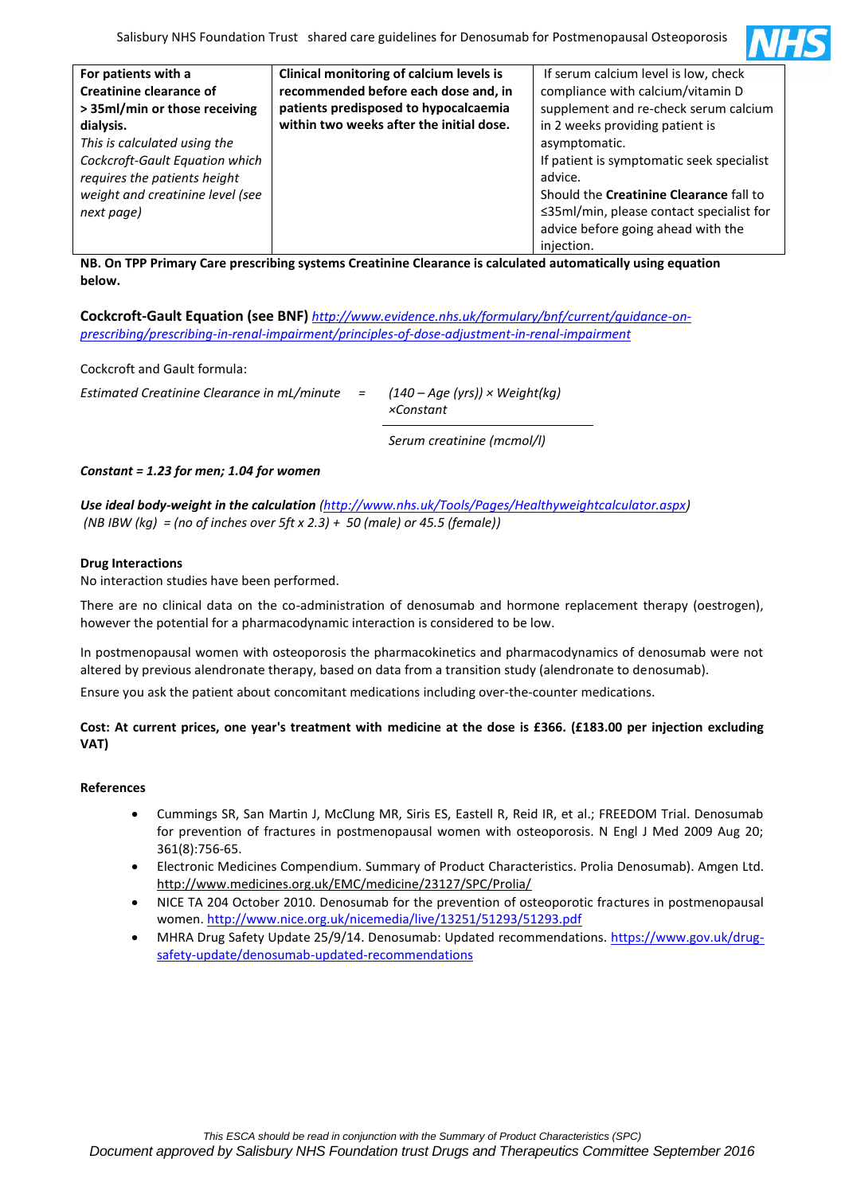| | | |
|---|---|---|
| **For patients with a Creatinine clearance of > 35ml/min or those receiving dialysis.** *This is calculated using the Cockcroft-Gault Equation which requires the patients height weight and creatinine level (see next page)* | **Clinical monitoring of calcium levels is recommended before each dose and, in patients predisposed to hypocalcaemia within two weeks after the initial dose.** | If serum calcium level is low, check compliance with calcium/vitamin D supplement and re-check serum calcium in 2 weeks providing patient is asymptomatic. If patient is symptomatic seek specialist advice. Should the **Creatinine Clearance** fall to ≤35ml/min, please contact specialist for advice before going ahead with the injection. |

**NB. On TPP Primary Care prescribing systems Creatinine Clearance is calculated automatically using equation below.**

**Cockcroft-Gault Equation (see BNF)** *http://www.evidence.nhs.uk/formulary/bnf/current/guidance-on-prescribing/prescribing-in-renal-impairment/principles-of-dose-adjustment-in-renal-impairment*

Cockcroft and Gault formula:

$$\text{Estimated Creatinine Clearance in mL/minute} = \frac{(140 - \text{Age (yrs)}) \times \text{Weight(kg)} \times \text{Constant}}{\text{Serum creatinine (mcmol/l)}}$$

***Constant = 1.23 for men; 1.04 for women***

***Use ideal body-weight in the calculation*** *(http://www.nhs.uk/Tools/Pages/Healthyweightcalculator.aspx)*
*(NB IBW (kg) = (no of inches over 5ft x 2.3) + 50 (male) or 45.5 (female))*

**Drug Interactions**

No interaction studies have been performed.

There are no clinical data on the co-administration of denosumab and hormone replacement therapy (oestrogen), however the potential for a pharmacodynamic interaction is considered to be low.

In postmenopausal women with osteoporosis the pharmacokinetics and pharmacodynamics of denosumab were not altered by previous alendronate therapy, based on data from a transition study (alendronate to denosumab).

Ensure you ask the patient about concomitant medications including over-the-counter medications.

**Cost: At current prices, one year's treatment with medicine at the dose is £366. (£183.00 per injection excluding VAT)**

**References**

- Cummings SR, San Martin J, McClung MR, Siris ES, Eastell R, Reid IR, et al.; FREEDOM Trial. Denosumab for prevention of fractures in postmenopausal women with osteoporosis. N Engl J Med 2009 Aug 20; 361(8):756-65.
- Electronic Medicines Compendium. Summary of Product Characteristics. Prolia Denosumab). Amgen Ltd. http://www.medicines.org.uk/EMC/medicine/23127/SPC/Prolia/
- NICE TA 204 October 2010. Denosumab for the prevention of osteoporotic fractures in postmenopausal women. http://www.nice.org.uk/nicemedia/live/13251/51293/51293.pdf
- MHRA Drug Safety Update 25/9/14. Denosumab: Updated recommendations. https://www.gov.uk/drug-safety-update/denosumab-updated-recommendations

*This ESCA should be read in conjunction with the Summary of Product Characteristics (SPC)*

*Document approved by Salisbury NHS Foundation trust Drugs and Therapeutics Committee September 2016*